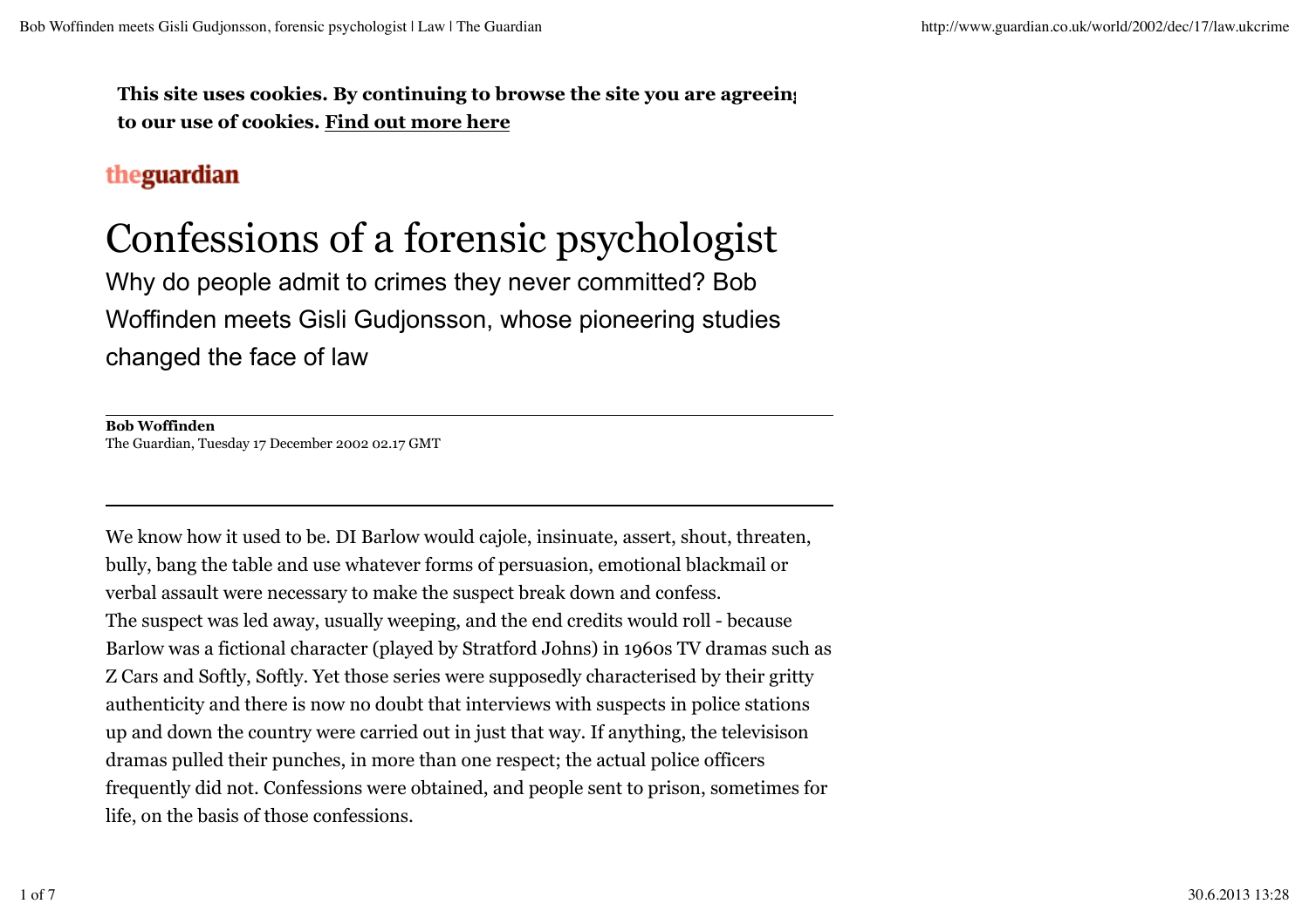This site uses cookies. By continuing to browse the site you are agreeing to our use of cookies. Find out more here

theguardian

# Confessions of a forensic psychologist

Why do people admit to crimes they never committed? Bob Woffinden meets Gisli Gudjonsson, whose pioneering studies changed the face of law

**Bob Woffinden**
The Guardian, Tuesday 17 December 2002 02.17 GMT

We know how it used to be. DI Barlow would cajole, insinuate, assert, shout, threaten, bully, bang the table and use whatever forms of persuasion, emotional blackmail or verbal assault were necessary to make the suspect break down and confess.
The suspect was led away, usually weeping, and the end credits would roll - because Barlow was a fictional character (played by Stratford Johns) in 1960s TV dramas such as Z Cars and Softly, Softly. Yet those series were supposedly characterised by their gritty authenticity and there is now no doubt that interviews with suspects in police stations up and down the country were carried out in just that way. If anything, the televisison dramas pulled their punches, in more than one respect; the actual police officers frequently did not. Confessions were obtained, and people sent to prison, sometimes for life, on the basis of those confessions.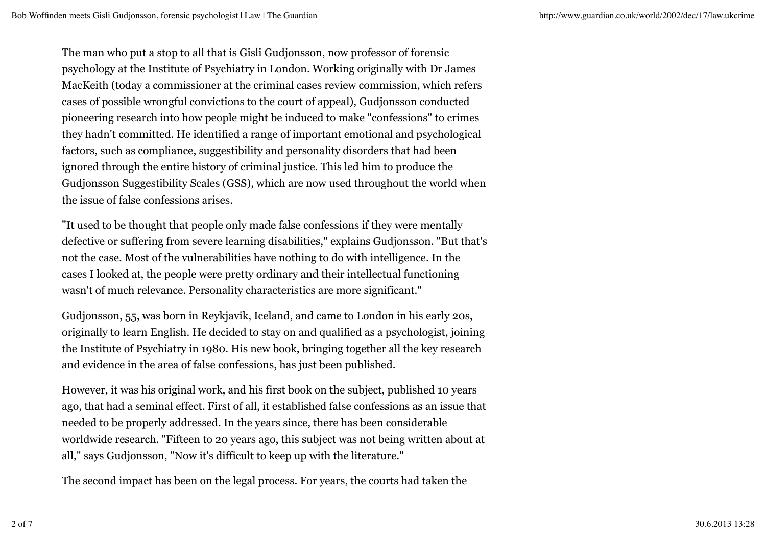The man who put a stop to all that is Gisli Gudjonsson, now professor of forensic psychology at the Institute of Psychiatry in London. Working originally with Dr James MacKeith (today a commissioner at the criminal cases review commission, which refers cases of possible wrongful convictions to the court of appeal), Gudjonsson conducted pioneering research into how people might be induced to make "confessions" to crimes they hadn't committed. He identified a range of important emotional and psychological factors, such as compliance, suggestibility and personality disorders that had been ignored through the entire history of criminal justice. This led him to produce the Gudjonsson Suggestibility Scales (GSS), which are now used throughout the world when the issue of false confessions arises.

"It used to be thought that people only made false confessions if they were mentally defective or suffering from severe learning disabilities," explains Gudjonsson. "But that's not the case. Most of the vulnerabilities have nothing to do with intelligence. In the cases I looked at, the people were pretty ordinary and their intellectual functioning wasn't of much relevance. Personality characteristics are more significant."

Gudjonsson, 55, was born in Reykjavik, Iceland, and came to London in his early 20s, originally to learn English. He decided to stay on and qualified as a psychologist, joining the Institute of Psychiatry in 1980. His new book, bringing together all the key research and evidence in the area of false confessions, has just been published.

However, it was his original work, and his first book on the subject, published 10 years ago, that had a seminal effect. First of all, it established false confessions as an issue that needed to be properly addressed. In the years since, there has been considerable worldwide research. "Fifteen to 20 years ago, this subject was not being written about at all," says Gudjonsson, "Now it's difficult to keep up with the literature."

The second impact has been on the legal process. For years, the courts had taken the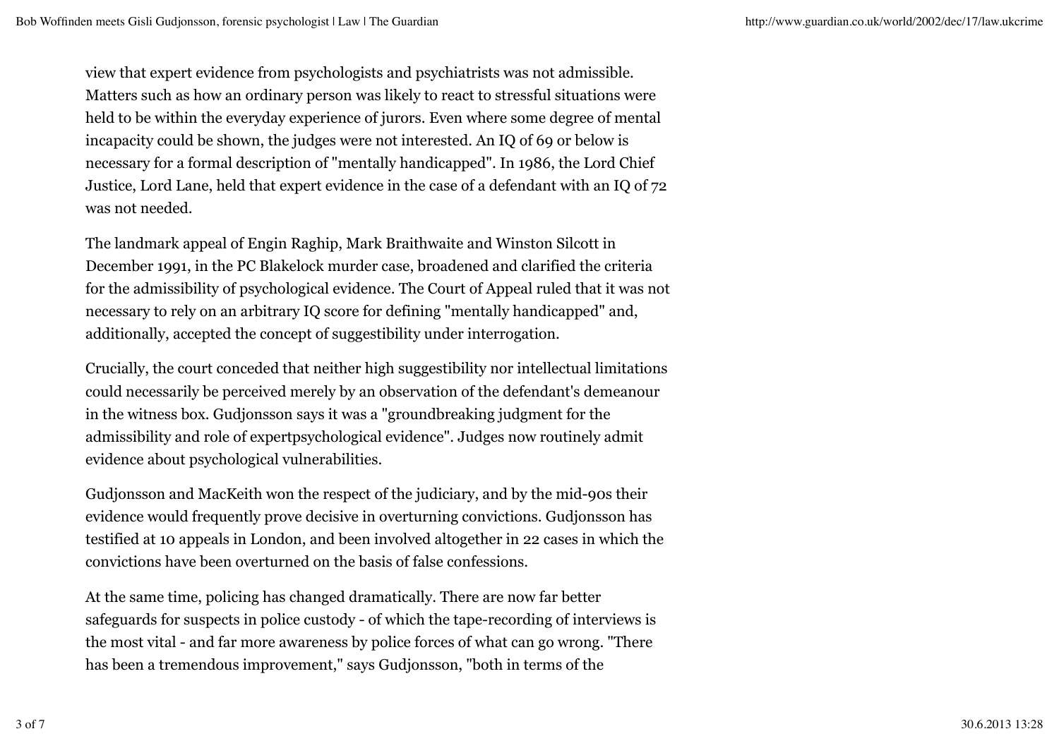view that expert evidence from psychologists and psychiatrists was not admissible. Matters such as how an ordinary person was likely to react to stressful situations were held to be within the everyday experience of jurors. Even where some degree of mental incapacity could be shown, the judges were not interested. An IQ of 69 or below is necessary for a formal description of "mentally handicapped". In 1986, the Lord Chief Justice, Lord Lane, held that expert evidence in the case of a defendant with an IQ of 72 was not needed.

The landmark appeal of Engin Raghip, Mark Braithwaite and Winston Silcott in December 1991, in the PC Blakelock murder case, broadened and clarified the criteria for the admissibility of psychological evidence. The Court of Appeal ruled that it was not necessary to rely on an arbitrary IQ score for defining "mentally handicapped" and, additionally, accepted the concept of suggestibility under interrogation.

Crucially, the court conceded that neither high suggestibility nor intellectual limitations could necessarily be perceived merely by an observation of the defendant's demeanour in the witness box. Gudjonsson says it was a "groundbreaking judgment for the admissibility and role of expertpsychological evidence". Judges now routinely admit evidence about psychological vulnerabilities.

Gudjonsson and MacKeith won the respect of the judiciary, and by the mid-90s their evidence would frequently prove decisive in overturning convictions. Gudjonsson has testified at 10 appeals in London, and been involved altogether in 22 cases in which the convictions have been overturned on the basis of false confessions.

At the same time, policing has changed dramatically. There are now far better safeguards for suspects in police custody - of which the tape-recording of interviews is the most vital - and far more awareness by police forces of what can go wrong. "There has been a tremendous improvement," says Gudjonsson, "both in terms of the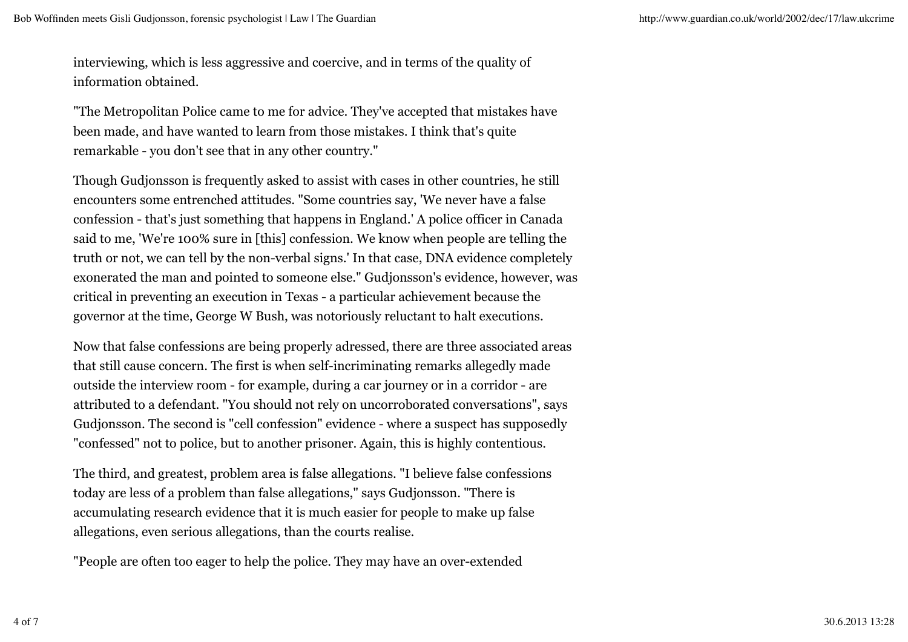interviewing, which is less aggressive and coercive, and in terms of the quality of information obtained.

"The Metropolitan Police came to me for advice. They've accepted that mistakes have been made, and have wanted to learn from those mistakes. I think that's quite remarkable - you don't see that in any other country."

Though Gudjonsson is frequently asked to assist with cases in other countries, he still encounters some entrenched attitudes. "Some countries say, 'We never have a false confession - that's just something that happens in England.' A police officer in Canada said to me, 'We're 100% sure in [this] confession. We know when people are telling the truth or not, we can tell by the non-verbal signs.' In that case, DNA evidence completely exonerated the man and pointed to someone else." Gudjonsson's evidence, however, was critical in preventing an execution in Texas - a particular achievement because the governor at the time, George W Bush, was notoriously reluctant to halt executions.

Now that false confessions are being properly adressed, there are three associated areas that still cause concern. The first is when self-incriminating remarks allegedly made outside the interview room - for example, during a car journey or in a corridor - are attributed to a defendant. "You should not rely on uncorroborated conversations", says Gudjonsson. The second is "cell confession" evidence - where a suspect has supposedly "confessed" not to police, but to another prisoner. Again, this is highly contentious.

The third, and greatest, problem area is false allegations. "I believe false confessions today are less of a problem than false allegations," says Gudjonsson. "There is accumulating research evidence that it is much easier for people to make up false allegations, even serious allegations, than the courts realise.

"People are often too eager to help the police. They may have an over-extended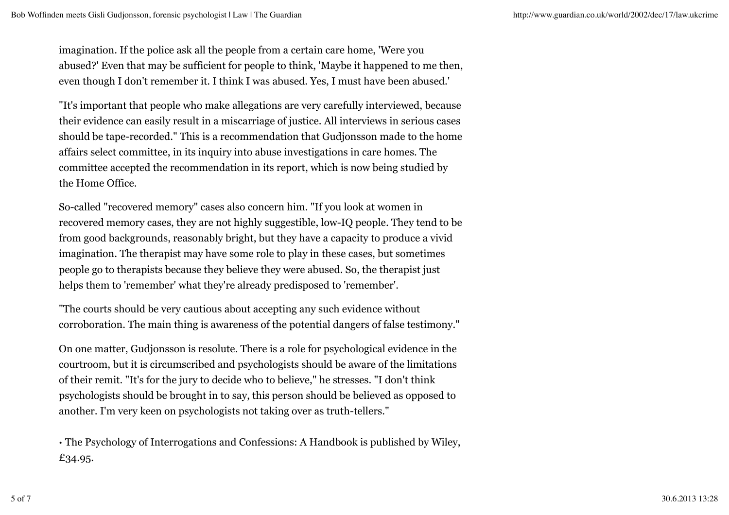imagination. If the police ask all the people from a certain care home, 'Were you abused?' Even that may be sufficient for people to think, 'Maybe it happened to me then, even though I don't remember it. I think I was abused. Yes, I must have been abused.'

"It's important that people who make allegations are very carefully interviewed, because their evidence can easily result in a miscarriage of justice. All interviews in serious cases should be tape-recorded." This is a recommendation that Gudjonsson made to the home affairs select committee, in its inquiry into abuse investigations in care homes. The committee accepted the recommendation in its report, which is now being studied by the Home Office.

So-called "recovered memory" cases also concern him. "If you look at women in recovered memory cases, they are not highly suggestible, low-IQ people. They tend to be from good backgrounds, reasonably bright, but they have a capacity to produce a vivid imagination. The therapist may have some role to play in these cases, but sometimes people go to therapists because they believe they were abused. So, the therapist just helps them to 'remember' what they're already predisposed to 'remember'.

"The courts should be very cautious about accepting any such evidence without corroboration. The main thing is awareness of the potential dangers of false testimony."

On one matter, Gudjonsson is resolute. There is a role for psychological evidence in the courtroom, but it is circumscribed and psychologists should be aware of the limitations of their remit. "It's for the jury to decide who to believe," he stresses. "I don't think psychologists should be brought in to say, this person should be believed as opposed to another. I'm very keen on psychologists not taking over as truth-tellers."

• The Psychology of Interrogations and Confessions: A Handbook is published by Wiley, £34.95.